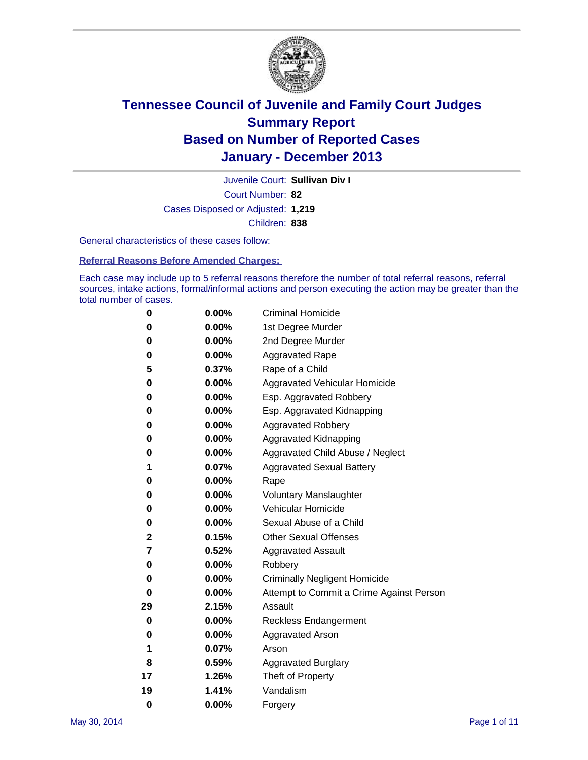# Tennessee Council of Juvenile and Family Court Judges
# Summary Report
# Based on Number of Reported Cases
# January - December 2013

Juvenile Court: **Sullivan Div I**

Court Number: **82**

Cases Disposed or Adjusted: **1,219**

Children: **838**

General characteristics of these cases follow:

**Referral Reasons Before Amended Charges:**

Each case may include up to 5 referral reasons therefore the number of total referral reasons, referral sources, intake actions, formal/informal actions and person executing the action may be greater than the total number of cases.

| | | |
|---|---|---|
| 0 | 0.00% | Criminal Homicide |
| 0 | 0.00% | 1st Degree Murder |
| 0 | 0.00% | 2nd Degree Murder |
| 0 | 0.00% | Aggravated Rape |
| 5 | 0.37% | Rape of a Child |
| 0 | 0.00% | Aggravated Vehicular Homicide |
| 0 | 0.00% | Esp. Aggravated Robbery |
| 0 | 0.00% | Esp. Aggravated Kidnapping |
| 0 | 0.00% | Aggravated Robbery |
| 0 | 0.00% | Aggravated Kidnapping |
| 0 | 0.00% | Aggravated Child Abuse / Neglect |
| 1 | 0.07% | Aggravated Sexual Battery |
| 0 | 0.00% | Rape |
| 0 | 0.00% | Voluntary Manslaughter |
| 0 | 0.00% | Vehicular Homicide |
| 0 | 0.00% | Sexual Abuse of a Child |
| 2 | 0.15% | Other Sexual Offenses |
| 7 | 0.52% | Aggravated Assault |
| 0 | 0.00% | Robbery |
| 0 | 0.00% | Criminally Negligent Homicide |
| 0 | 0.00% | Attempt to Commit a Crime Against Person |
| 29 | 2.15% | Assault |
| 0 | 0.00% | Reckless Endangerment |
| 0 | 0.00% | Aggravated Arson |
| 1 | 0.07% | Arson |
| 8 | 0.59% | Aggravated Burglary |
| 17 | 1.26% | Theft of Property |
| 19 | 1.41% | Vandalism |
| 0 | 0.00% | Forgery |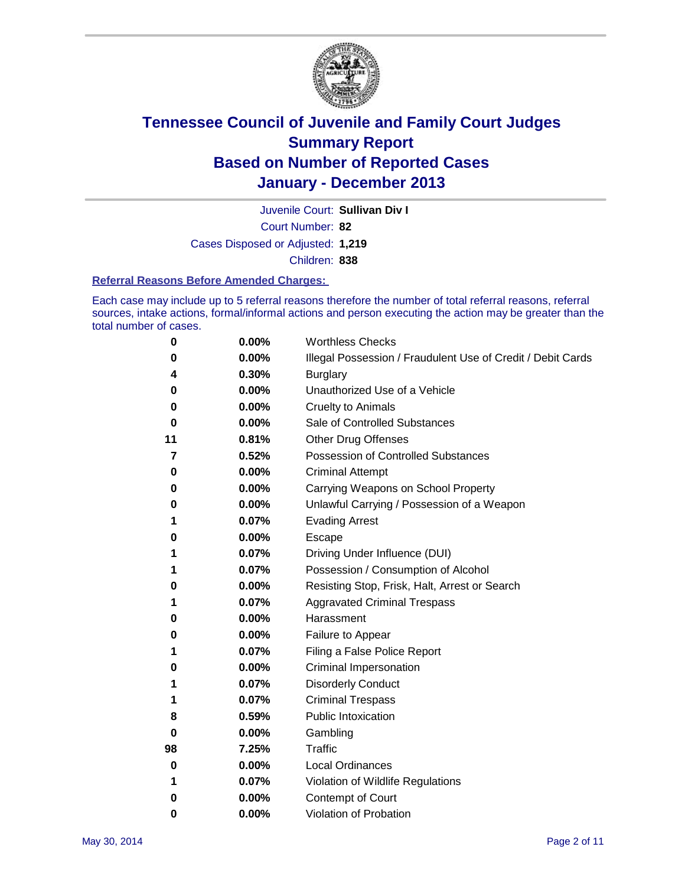# Tennessee Council of Juvenile and Family Court Judges
# Summary Report
# Based on Number of Reported Cases
# January - December 2013

Juvenile Court: **Sullivan Div I**

Court Number: **82**

Cases Disposed or Adjusted: **1,219**

Children: **838**

### Referral Reasons Before Amended Charges:

Each case may include up to 5 referral reasons therefore the number of total referral reasons, referral sources, intake actions, formal/informal actions and person executing the action may be greater than the total number of cases.

| | | |
|---|---|---|
| 0 | 0.00% | Worthless Checks |
| 0 | 0.00% | Illegal Possession / Fraudulent Use of Credit / Debit Cards |
| 4 | 0.30% | Burglary |
| 0 | 0.00% | Unauthorized Use of a Vehicle |
| 0 | 0.00% | Cruelty to Animals |
| 0 | 0.00% | Sale of Controlled Substances |
| 11 | 0.81% | Other Drug Offenses |
| 7 | 0.52% | Possession of Controlled Substances |
| 0 | 0.00% | Criminal Attempt |
| 0 | 0.00% | Carrying Weapons on School Property |
| 0 | 0.00% | Unlawful Carrying / Possession of a Weapon |
| 1 | 0.07% | Evading Arrest |
| 0 | 0.00% | Escape |
| 1 | 0.07% | Driving Under Influence (DUI) |
| 1 | 0.07% | Possession / Consumption of Alcohol |
| 0 | 0.00% | Resisting Stop, Frisk, Halt, Arrest or Search |
| 1 | 0.07% | Aggravated Criminal Trespass |
| 0 | 0.00% | Harassment |
| 0 | 0.00% | Failure to Appear |
| 1 | 0.07% | Filing a False Police Report |
| 0 | 0.00% | Criminal Impersonation |
| 1 | 0.07% | Disorderly Conduct |
| 1 | 0.07% | Criminal Trespass |
| 8 | 0.59% | Public Intoxication |
| 0 | 0.00% | Gambling |
| 98 | 7.25% | Traffic |
| 0 | 0.00% | Local Ordinances |
| 1 | 0.07% | Violation of Wildlife Regulations |
| 0 | 0.00% | Contempt of Court |
| 0 | 0.00% | Violation of Probation |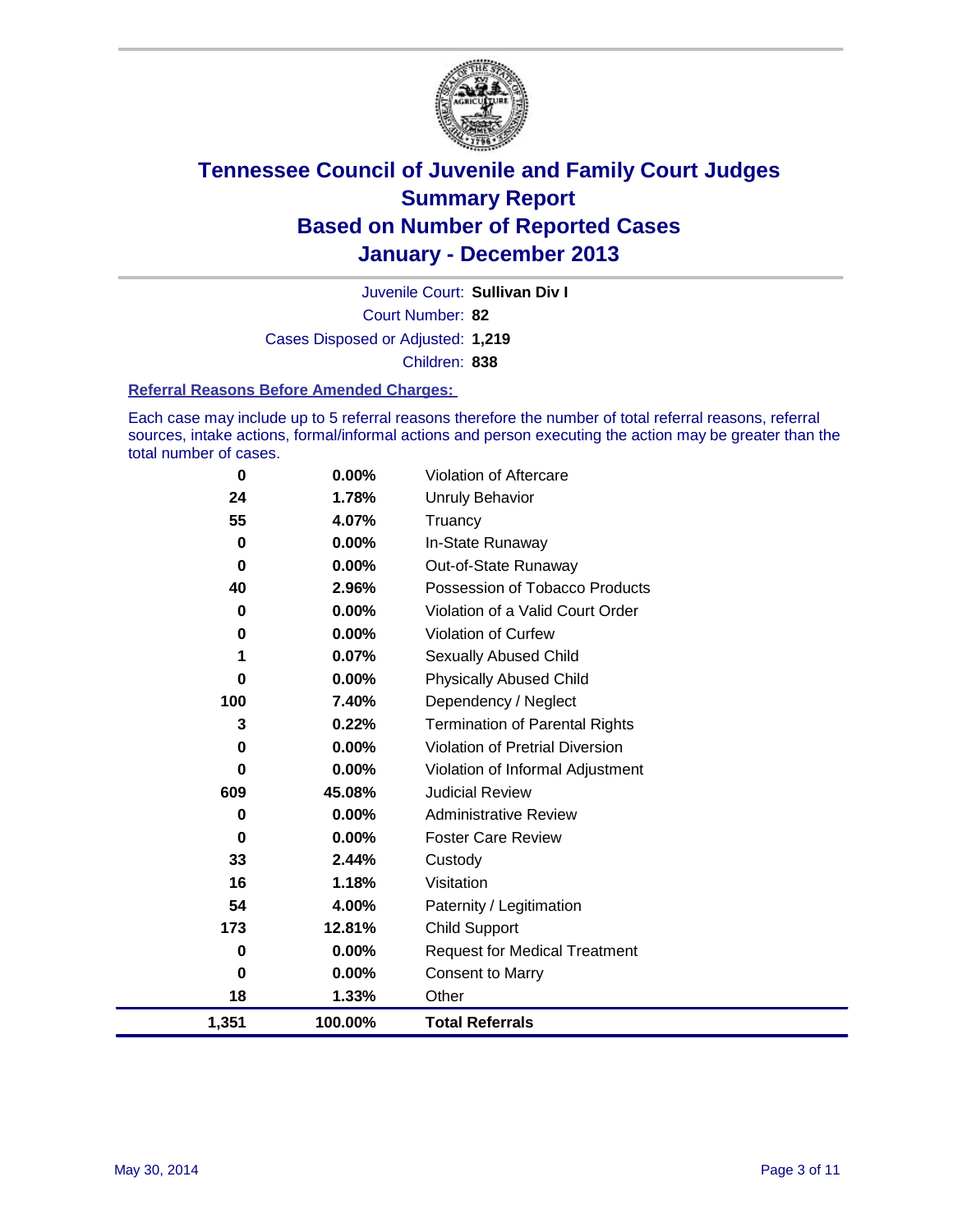# Tennessee Council of Juvenile and Family Court Judges
## Summary Report
## Based on Number of Reported Cases
## January - December 2013

Juvenile Court: **Sullivan Div I**

Court Number: **82**

Cases Disposed or Adjusted: **1,219**

Children: **838**

### Referral Reasons Before Amended Charges:

Each case may include up to 5 referral reasons therefore the number of total referral reasons, referral sources, intake actions, formal/informal actions and person executing the action may be greater than the total number of cases.

| Count | Percent | Referral Reason |
|---:|---:|---|
| 0 | 0.00% | Violation of Aftercare |
| 24 | 1.78% | Unruly Behavior |
| 55 | 4.07% | Truancy |
| 0 | 0.00% | In-State Runaway |
| 0 | 0.00% | Out-of-State Runaway |
| 40 | 2.96% | Possession of Tobacco Products |
| 0 | 0.00% | Violation of a Valid Court Order |
| 0 | 0.00% | Violation of Curfew |
| 1 | 0.07% | Sexually Abused Child |
| 0 | 0.00% | Physically Abused Child |
| 100 | 7.40% | Dependency / Neglect |
| 3 | 0.22% | Termination of Parental Rights |
| 0 | 0.00% | Violation of Pretrial Diversion |
| 0 | 0.00% | Violation of Informal Adjustment |
| 609 | 45.08% | Judicial Review |
| 0 | 0.00% | Administrative Review |
| 0 | 0.00% | Foster Care Review |
| 33 | 2.44% | Custody |
| 16 | 1.18% | Visitation |
| 54 | 4.00% | Paternity / Legitimation |
| 173 | 12.81% | Child Support |
| 0 | 0.00% | Request for Medical Treatment |
| 0 | 0.00% | Consent to Marry |
| 18 | 1.33% | Other |
| **1,351** | **100.00%** | **Total Referrals** |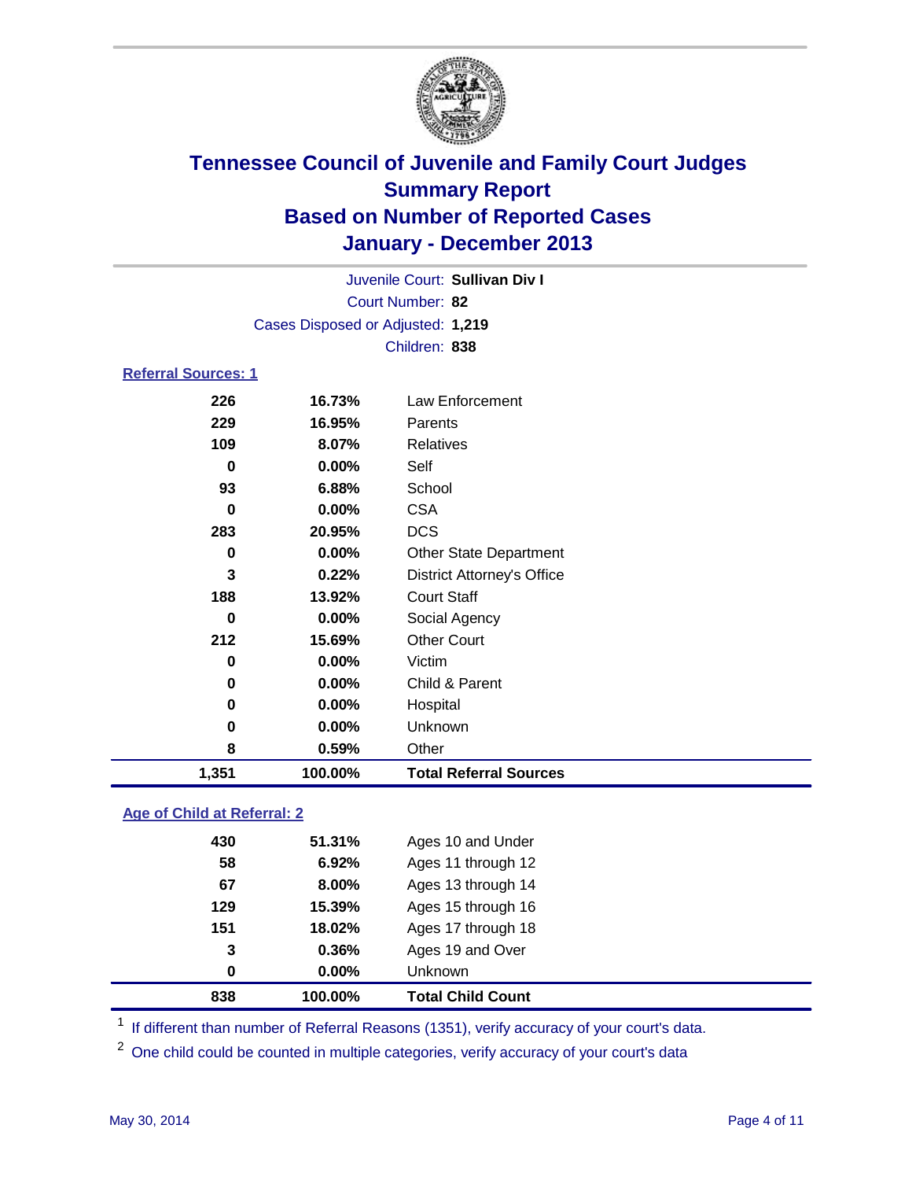# Tennessee Council of Juvenile and Family Court Judges
## Summary Report
## Based on Number of Reported Cases
## January - December 2013

Juvenile Court: **Sullivan Div I**
Court Number: **82**
Cases Disposed or Adjusted: **1,219**
Children: **838**

### Referral Sources: 1

| | | |
|---|---|---|
| 226 | 16.73% | Law Enforcement |
| 229 | 16.95% | Parents |
| 109 | 8.07% | Relatives |
| 0 | 0.00% | Self |
| 93 | 6.88% | School |
| 0 | 0.00% | CSA |
| 283 | 20.95% | DCS |
| 0 | 0.00% | Other State Department |
| 3 | 0.22% | District Attorney's Office |
| 188 | 13.92% | Court Staff |
| 0 | 0.00% | Social Agency |
| 212 | 15.69% | Other Court |
| 0 | 0.00% | Victim |
| 0 | 0.00% | Child & Parent |
| 0 | 0.00% | Hospital |
| 0 | 0.00% | Unknown |
| 8 | 0.59% | Other |
| **1,351** | **100.00%** | **Total Referral Sources** |

### Age of Child at Referral: 2

| | | |
|---|---|---|
| 430 | 51.31% | Ages 10 and Under |
| 58 | 6.92% | Ages 11 through 12 |
| 67 | 8.00% | Ages 13 through 14 |
| 129 | 15.39% | Ages 15 through 16 |
| 151 | 18.02% | Ages 17 through 18 |
| 3 | 0.36% | Ages 19 and Over |
| 0 | 0.00% | Unknown |
| **838** | **100.00%** | **Total Child Count** |

[1] If different than number of Referral Reasons (1351), verify accuracy of your court's data.

[2] One child could be counted in multiple categories, verify accuracy of your court's data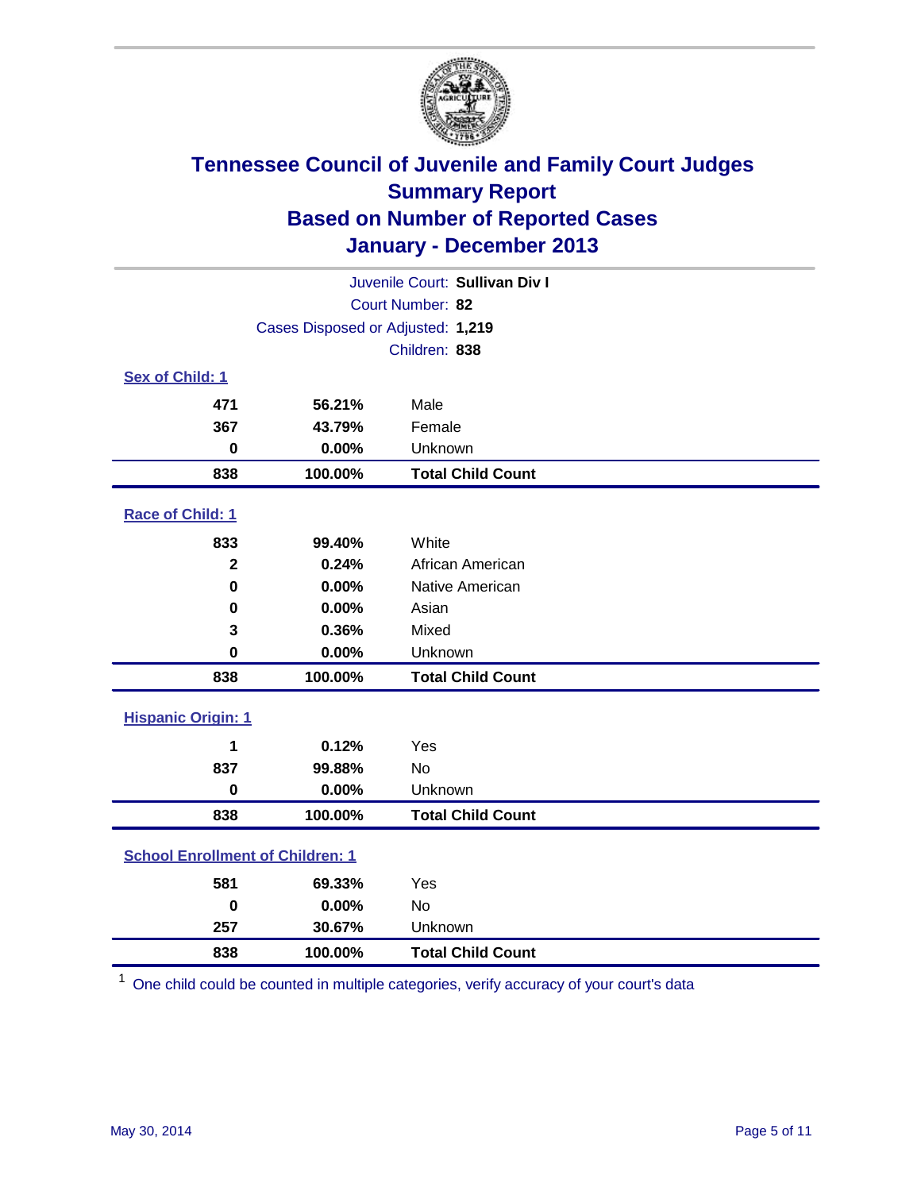# Tennessee Council of Juvenile and Family Court Judges
## Summary Report
## Based on Number of Reported Cases
## January - December 2013

Juvenile Court: **Sullivan Div I**
Court Number: **82**
Cases Disposed or Adjusted: **1,219**
Children: **838**

### Sex of Child: 1

| | | |
|---|---|---|
| **471** | **56.21%** | Male |
| **367** | **43.79%** | Female |
| **0** | **0.00%** | Unknown |
| **838** | **100.00%** | **Total Child Count** |

### Race of Child: 1

| | | |
|---|---|---|
| **833** | **99.40%** | White |
| **2** | **0.24%** | African American |
| **0** | **0.00%** | Native American |
| **0** | **0.00%** | Asian |
| **3** | **0.36%** | Mixed |
| **0** | **0.00%** | Unknown |
| **838** | **100.00%** | **Total Child Count** |

### Hispanic Origin: 1

| | | |
|---|---|---|
| **1** | **0.12%** | Yes |
| **837** | **99.88%** | No |
| **0** | **0.00%** | Unknown |
| **838** | **100.00%** | **Total Child Count** |

### School Enrollment of Children: 1

| | | |
|---|---|---|
| **581** | **69.33%** | Yes |
| **0** | **0.00%** | No |
| **257** | **30.67%** | Unknown |
| **838** | **100.00%** | **Total Child Count** |

[1] One child could be counted in multiple categories, verify accuracy of your court's data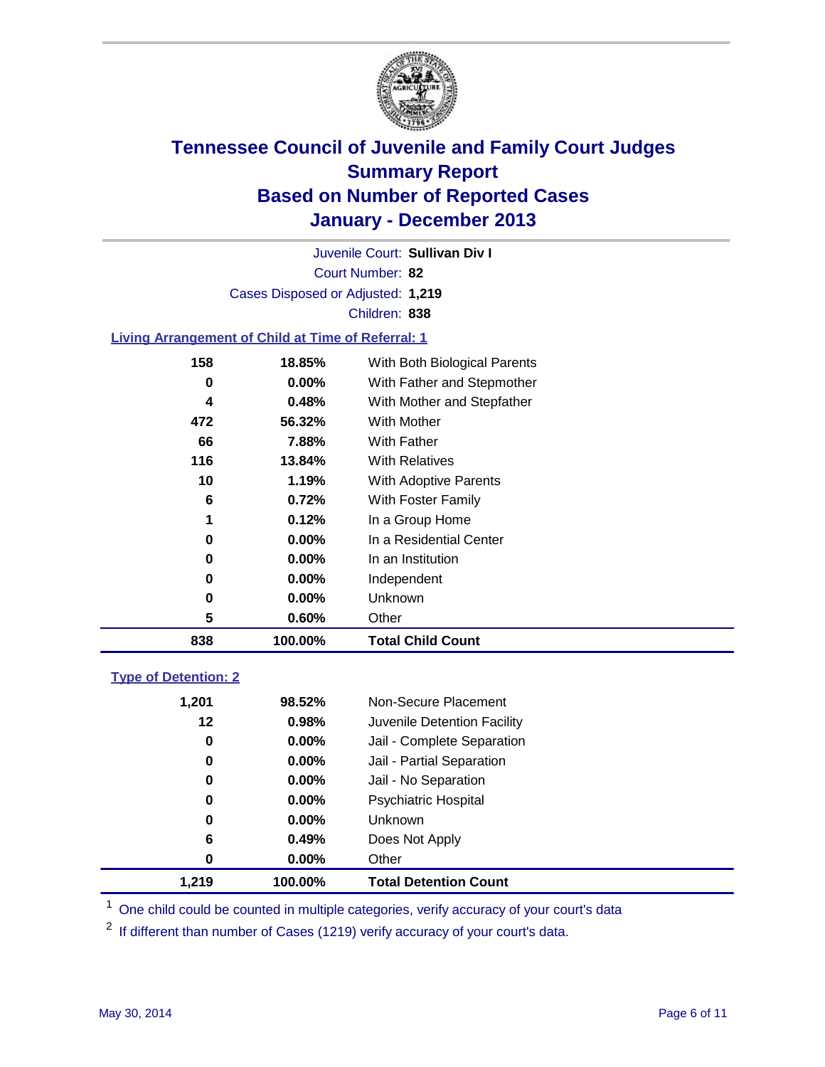# Tennessee Council of Juvenile and Family Court Judges
## Summary Report
## Based on Number of Reported Cases
## January - December 2013

Juvenile Court: **Sullivan Div I**

Court Number: **82**

Cases Disposed or Adjusted: **1,219**

Children: **838**

### Living Arrangement of Child at Time of Referral: 1

| Count | Percent | Category |
|---|---|---|
| 158 | 18.85% | With Both Biological Parents |
| 0 | 0.00% | With Father and Stepmother |
| 4 | 0.48% | With Mother and Stepfather |
| 472 | 56.32% | With Mother |
| 66 | 7.88% | With Father |
| 116 | 13.84% | With Relatives |
| 10 | 1.19% | With Adoptive Parents |
| 6 | 0.72% | With Foster Family |
| 1 | 0.12% | In a Group Home |
| 0 | 0.00% | In a Residential Center |
| 0 | 0.00% | In an Institution |
| 0 | 0.00% | Independent |
| 0 | 0.00% | Unknown |
| 5 | 0.60% | Other |
| **838** | **100.00%** | **Total Child Count** |

### Type of Detention: 2

| Count | Percent | Category |
|---|---|---|
| 1,201 | 98.52% | Non-Secure Placement |
| 12 | 0.98% | Juvenile Detention Facility |
| 0 | 0.00% | Jail - Complete Separation |
| 0 | 0.00% | Jail - Partial Separation |
| 0 | 0.00% | Jail - No Separation |
| 0 | 0.00% | Psychiatric Hospital |
| 0 | 0.00% | Unknown |
| 6 | 0.49% | Does Not Apply |
| 0 | 0.00% | Other |
| **1,219** | **100.00%** | **Total Detention Count** |

[1] One child could be counted in multiple categories, verify accuracy of your court's data

[2] If different than number of Cases (1219) verify accuracy of your court's data.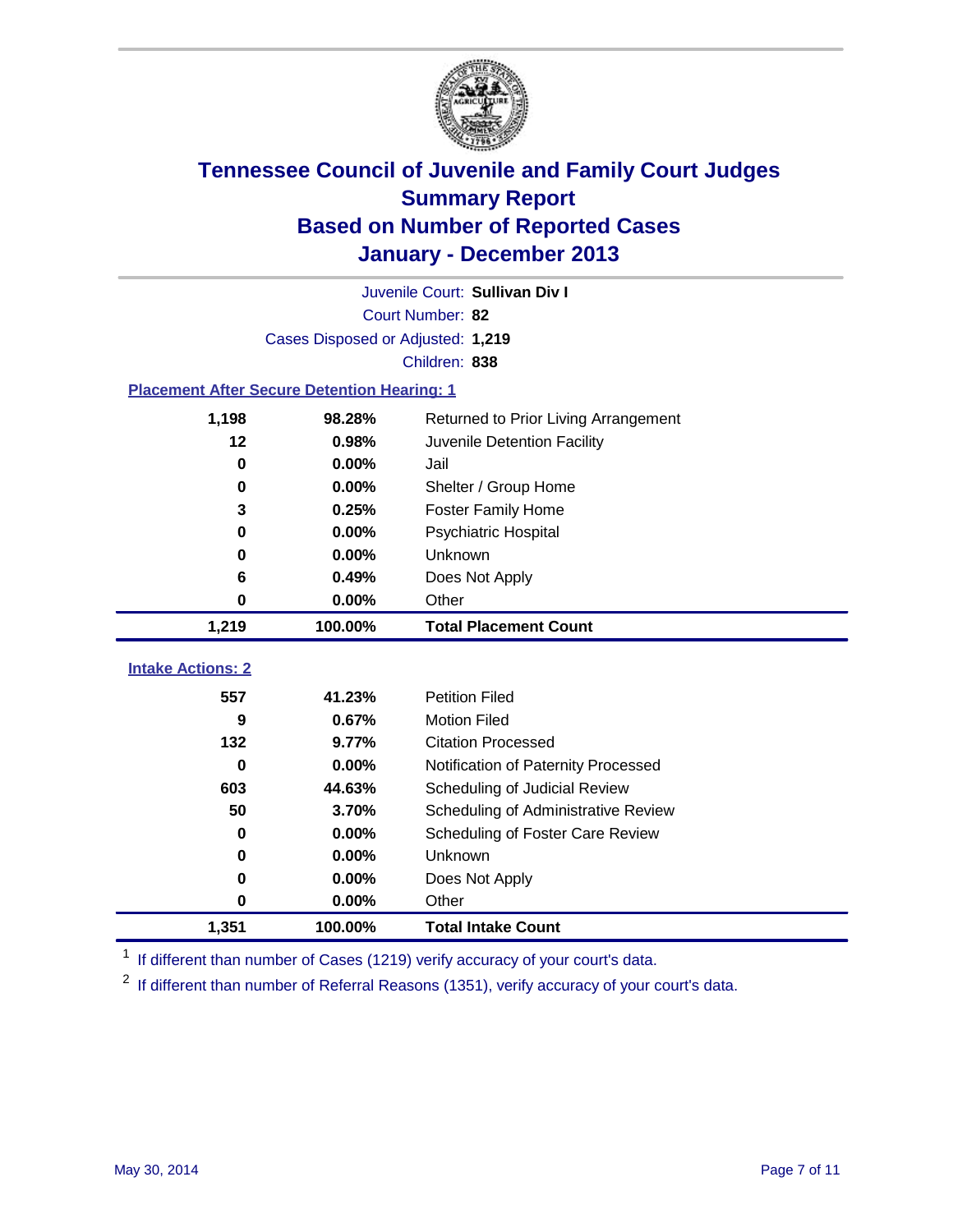# Tennessee Council of Juvenile and Family Court Judges
## Summary Report
## Based on Number of Reported Cases
## January - December 2013

Juvenile Court: **Sullivan Div I**

Court Number: **82**

Cases Disposed or Adjusted: **1,219**

Children: **838**

### Placement After Secure Detention Hearing: 1

| Count | Percent | Placement |
|---|---|---|
| 1,198 | 98.28% | Returned to Prior Living Arrangement |
| 12 | 0.98% | Juvenile Detention Facility |
| 0 | 0.00% | Jail |
| 0 | 0.00% | Shelter / Group Home |
| 3 | 0.25% | Foster Family Home |
| 0 | 0.00% | Psychiatric Hospital |
| 0 | 0.00% | Unknown |
| 6 | 0.49% | Does Not Apply |
| 0 | 0.00% | Other |
| **1,219** | **100.00%** | **Total Placement Count** |

### Intake Actions: 2

| Count | Percent | Intake Action |
|---|---|---|
| 557 | 41.23% | Petition Filed |
| 9 | 0.67% | Motion Filed |
| 132 | 9.77% | Citation Processed |
| 0 | 0.00% | Notification of Paternity Processed |
| 603 | 44.63% | Scheduling of Judicial Review |
| 50 | 3.70% | Scheduling of Administrative Review |
| 0 | 0.00% | Scheduling of Foster Care Review |
| 0 | 0.00% | Unknown |
| 0 | 0.00% | Does Not Apply |
| 0 | 0.00% | Other |
| **1,351** | **100.00%** | **Total Intake Count** |

[1] If different than number of Cases (1219) verify accuracy of your court's data.

[2] If different than number of Referral Reasons (1351), verify accuracy of your court's data.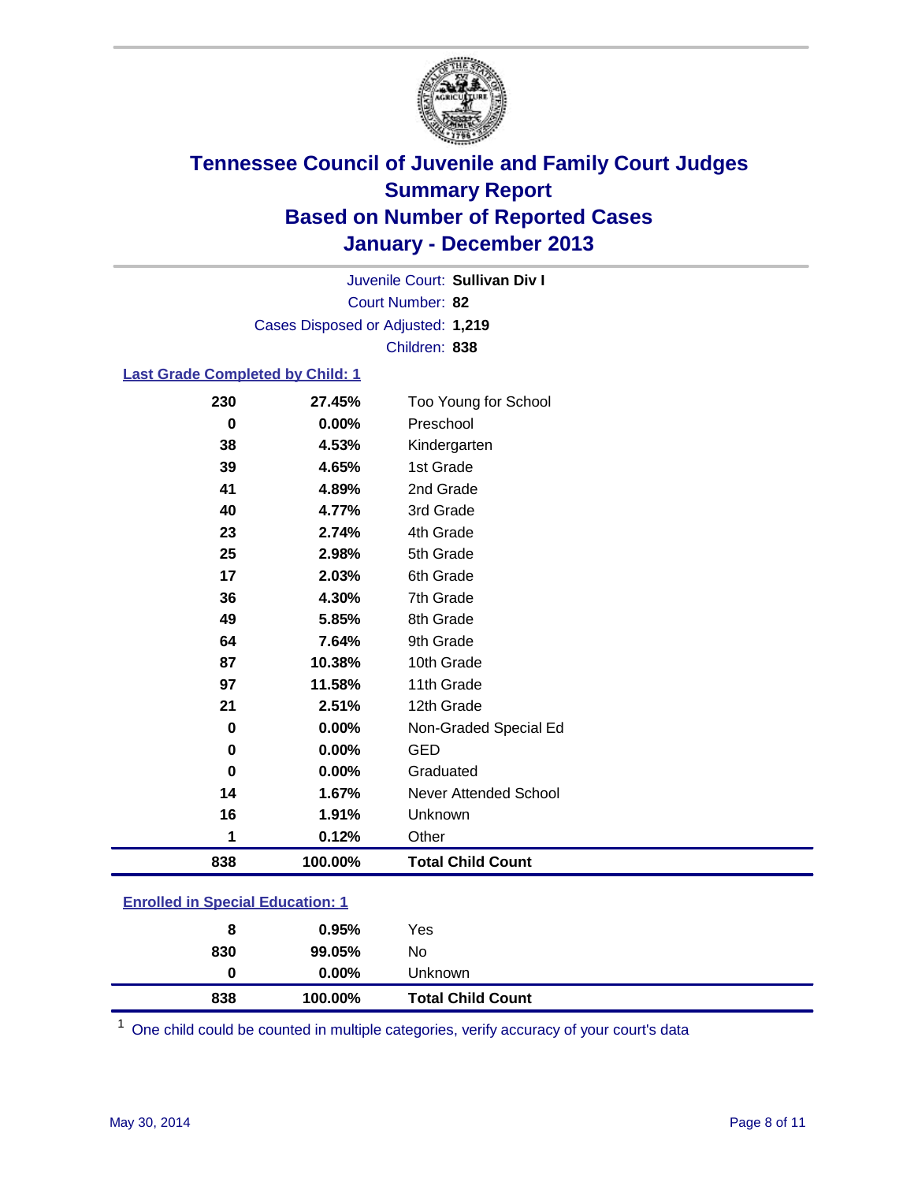# Tennessee Council of Juvenile and Family Court Judges
## Summary Report
## Based on Number of Reported Cases
## January - December 2013

Juvenile Court: **Sullivan Div I**
Court Number: **82**
Cases Disposed or Adjusted: **1,219**
Children: **838**

### Last Grade Completed by Child: 1

| Count | Percent | Category |
|---|---|---|
| 230 | 27.45% | Too Young for School |
| 0 | 0.00% | Preschool |
| 38 | 4.53% | Kindergarten |
| 39 | 4.65% | 1st Grade |
| 41 | 4.89% | 2nd Grade |
| 40 | 4.77% | 3rd Grade |
| 23 | 2.74% | 4th Grade |
| 25 | 2.98% | 5th Grade |
| 17 | 2.03% | 6th Grade |
| 36 | 4.30% | 7th Grade |
| 49 | 5.85% | 8th Grade |
| 64 | 7.64% | 9th Grade |
| 87 | 10.38% | 10th Grade |
| 97 | 11.58% | 11th Grade |
| 21 | 2.51% | 12th Grade |
| 0 | 0.00% | Non-Graded Special Ed |
| 0 | 0.00% | GED |
| 0 | 0.00% | Graduated |
| 14 | 1.67% | Never Attended School |
| 16 | 1.91% | Unknown |
| 1 | 0.12% | Other |
| **838** | **100.00%** | **Total Child Count** |

### Enrolled in Special Education: 1

| Count | Percent | Category |
|---|---|---|
| 8 | 0.95% | Yes |
| 830 | 99.05% | No |
| 0 | 0.00% | Unknown |
| **838** | **100.00%** | **Total Child Count** |

[1] One child could be counted in multiple categories, verify accuracy of your court's data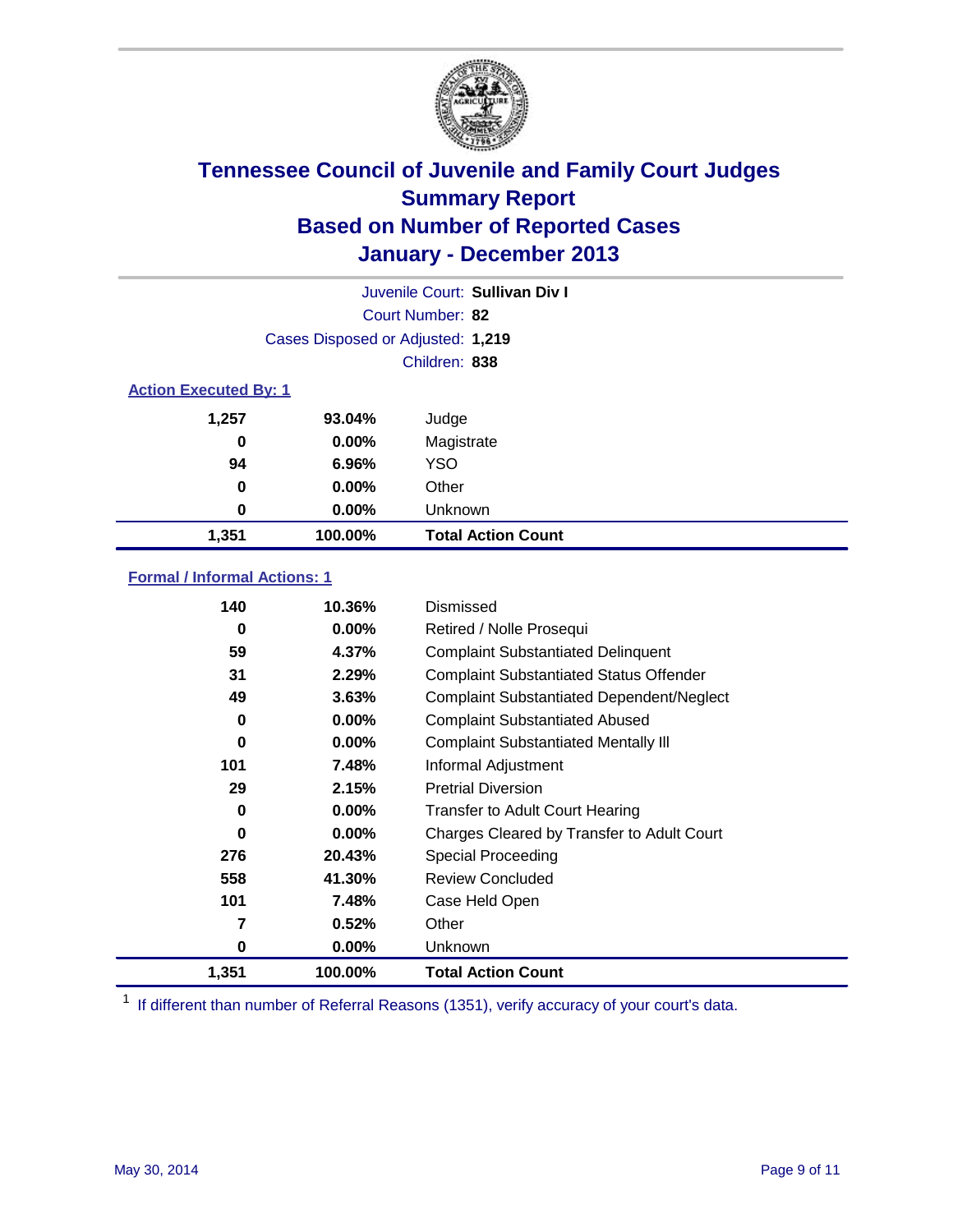# Tennessee Council of Juvenile and Family Court Judges
## Summary Report
## Based on Number of Reported Cases
## January - December 2013

Juvenile Court: **Sullivan Div I**

Court Number: **82**

Cases Disposed or Adjusted: **1,219**

Children: **838**

### Action Executed By: 1

| | | |
|---|---|---|
| 1,257 | 93.04% | Judge |
| 0 | 0.00% | Magistrate |
| 94 | 6.96% | YSO |
| 0 | 0.00% | Other |
| 0 | 0.00% | Unknown |
| **1,351** | **100.00%** | **Total Action Count** |

### Formal / Informal Actions: 1

| | | |
|---|---|---|
| 140 | 10.36% | Dismissed |
| 0 | 0.00% | Retired / Nolle Prosequi |
| 59 | 4.37% | Complaint Substantiated Delinquent |
| 31 | 2.29% | Complaint Substantiated Status Offender |
| 49 | 3.63% | Complaint Substantiated Dependent/Neglect |
| 0 | 0.00% | Complaint Substantiated Abused |
| 0 | 0.00% | Complaint Substantiated Mentally Ill |
| 101 | 7.48% | Informal Adjustment |
| 29 | 2.15% | Pretrial Diversion |
| 0 | 0.00% | Transfer to Adult Court Hearing |
| 0 | 0.00% | Charges Cleared by Transfer to Adult Court |
| 276 | 20.43% | Special Proceeding |
| 558 | 41.30% | Review Concluded |
| 101 | 7.48% | Case Held Open |
| 7 | 0.52% | Other |
| 0 | 0.00% | Unknown |
| **1,351** | **100.00%** | **Total Action Count** |

[1] If different than number of Referral Reasons (1351), verify accuracy of your court's data.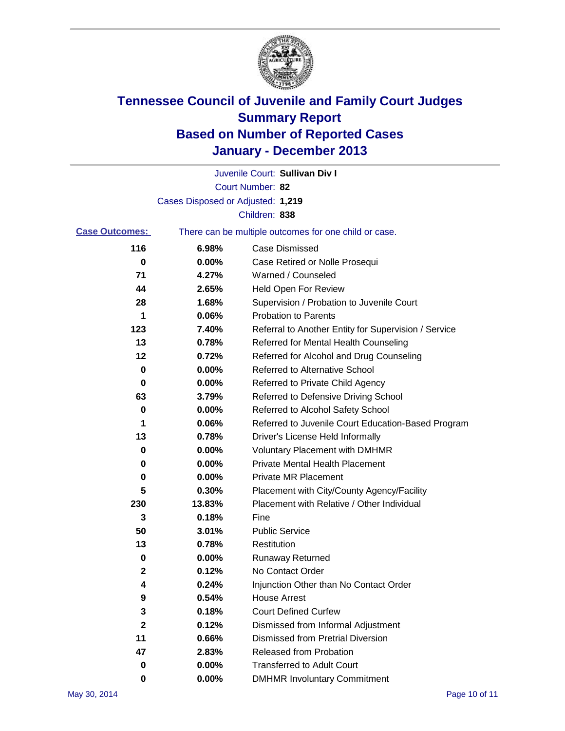# Tennessee Council of Juvenile and Family Court Judges
# Summary Report
# Based on Number of Reported Cases
# January - December 2013

Juvenile Court: **Sullivan Div I**

Court Number: **82**

Cases Disposed or Adjusted: **1,219**

Children: **838**

**Case Outcomes:** There can be multiple outcomes for one child or case.

| Count | Percent | Outcome |
|---|---|---|
| 116 | 6.98% | Case Dismissed |
| 0 | 0.00% | Case Retired or Nolle Prosequi |
| 71 | 4.27% | Warned / Counseled |
| 44 | 2.65% | Held Open For Review |
| 28 | 1.68% | Supervision / Probation to Juvenile Court |
| 1 | 0.06% | Probation to Parents |
| 123 | 7.40% | Referral to Another Entity for Supervision / Service |
| 13 | 0.78% | Referred for Mental Health Counseling |
| 12 | 0.72% | Referred for Alcohol and Drug Counseling |
| 0 | 0.00% | Referred to Alternative School |
| 0 | 0.00% | Referred to Private Child Agency |
| 63 | 3.79% | Referred to Defensive Driving School |
| 0 | 0.00% | Referred to Alcohol Safety School |
| 1 | 0.06% | Referred to Juvenile Court Education-Based Program |
| 13 | 0.78% | Driver's License Held Informally |
| 0 | 0.00% | Voluntary Placement with DMHMR |
| 0 | 0.00% | Private Mental Health Placement |
| 0 | 0.00% | Private MR Placement |
| 5 | 0.30% | Placement with City/County Agency/Facility |
| 230 | 13.83% | Placement with Relative / Other Individual |
| 3 | 0.18% | Fine |
| 50 | 3.01% | Public Service |
| 13 | 0.78% | Restitution |
| 0 | 0.00% | Runaway Returned |
| 2 | 0.12% | No Contact Order |
| 4 | 0.24% | Injunction Other than No Contact Order |
| 9 | 0.54% | House Arrest |
| 3 | 0.18% | Court Defined Curfew |
| 2 | 0.12% | Dismissed from Informal Adjustment |
| 11 | 0.66% | Dismissed from Pretrial Diversion |
| 47 | 2.83% | Released from Probation |
| 0 | 0.00% | Transferred to Adult Court |
| 0 | 0.00% | DMHMR Involuntary Commitment |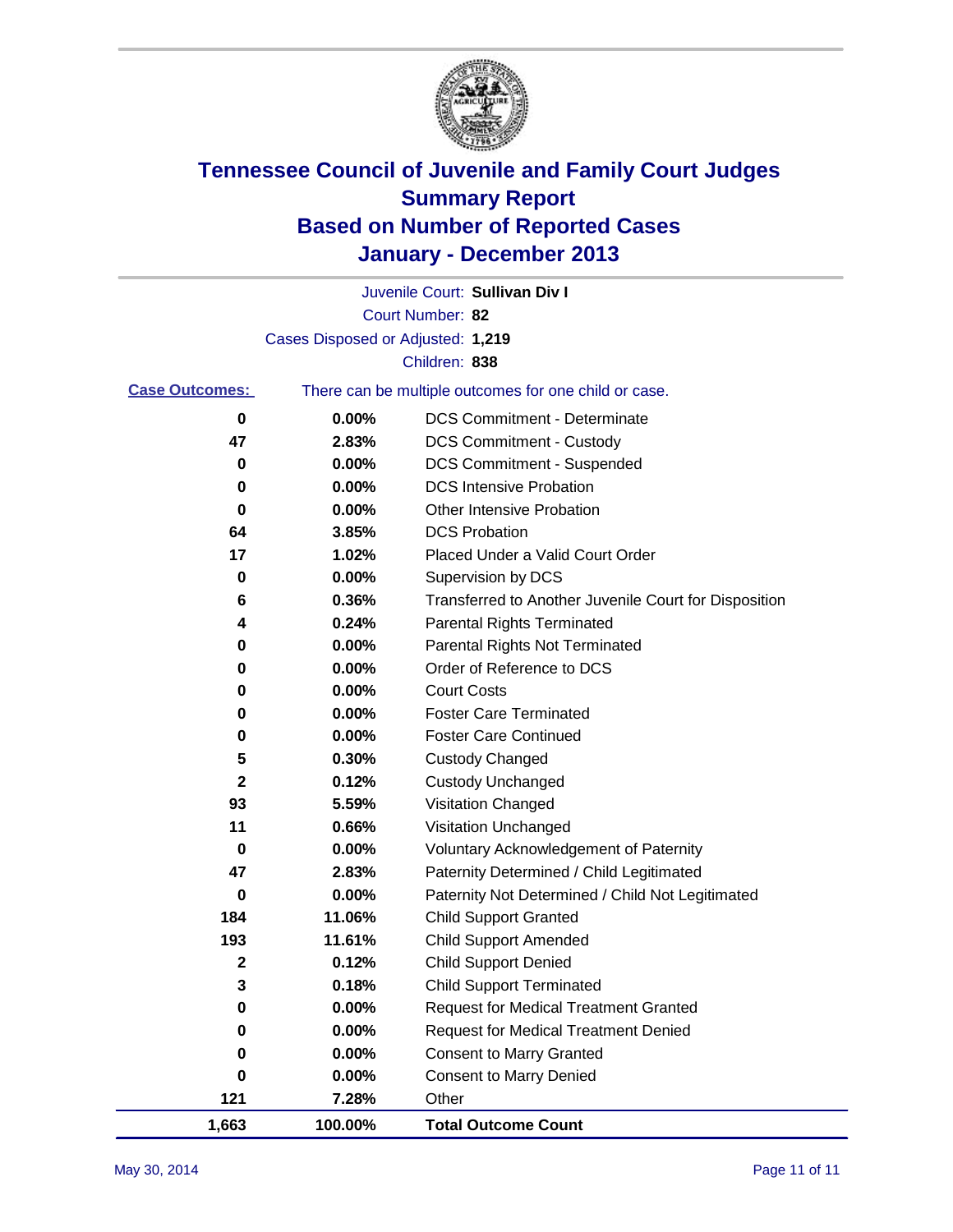# Tennessee Council of Juvenile and Family Court Judges
## Summary Report
## Based on Number of Reported Cases
## January - December 2013

Juvenile Court: **Sullivan Div I**

Court Number: **82**

Cases Disposed or Adjusted: **1,219**

Children: **838**

**Case Outcomes:** There can be multiple outcomes for one child or case.

| | | |
|---|---|---|
| 0 | 0.00% | DCS Commitment - Determinate |
| 47 | 2.83% | DCS Commitment - Custody |
| 0 | 0.00% | DCS Commitment - Suspended |
| 0 | 0.00% | DCS Intensive Probation |
| 0 | 0.00% | Other Intensive Probation |
| 64 | 3.85% | DCS Probation |
| 17 | 1.02% | Placed Under a Valid Court Order |
| 0 | 0.00% | Supervision by DCS |
| 6 | 0.36% | Transferred to Another Juvenile Court for Disposition |
| 4 | 0.24% | Parental Rights Terminated |
| 0 | 0.00% | Parental Rights Not Terminated |
| 0 | 0.00% | Order of Reference to DCS |
| 0 | 0.00% | Court Costs |
| 0 | 0.00% | Foster Care Terminated |
| 0 | 0.00% | Foster Care Continued |
| 5 | 0.30% | Custody Changed |
| 2 | 0.12% | Custody Unchanged |
| 93 | 5.59% | Visitation Changed |
| 11 | 0.66% | Visitation Unchanged |
| 0 | 0.00% | Voluntary Acknowledgement of Paternity |
| 47 | 2.83% | Paternity Determined / Child Legitimated |
| 0 | 0.00% | Paternity Not Determined / Child Not Legitimated |
| 184 | 11.06% | Child Support Granted |
| 193 | 11.61% | Child Support Amended |
| 2 | 0.12% | Child Support Denied |
| 3 | 0.18% | Child Support Terminated |
| 0 | 0.00% | Request for Medical Treatment Granted |
| 0 | 0.00% | Request for Medical Treatment Denied |
| 0 | 0.00% | Consent to Marry Granted |
| 0 | 0.00% | Consent to Marry Denied |
| 121 | 7.28% | Other |
| **1,663** | **100.00%** | **Total Outcome Count** |